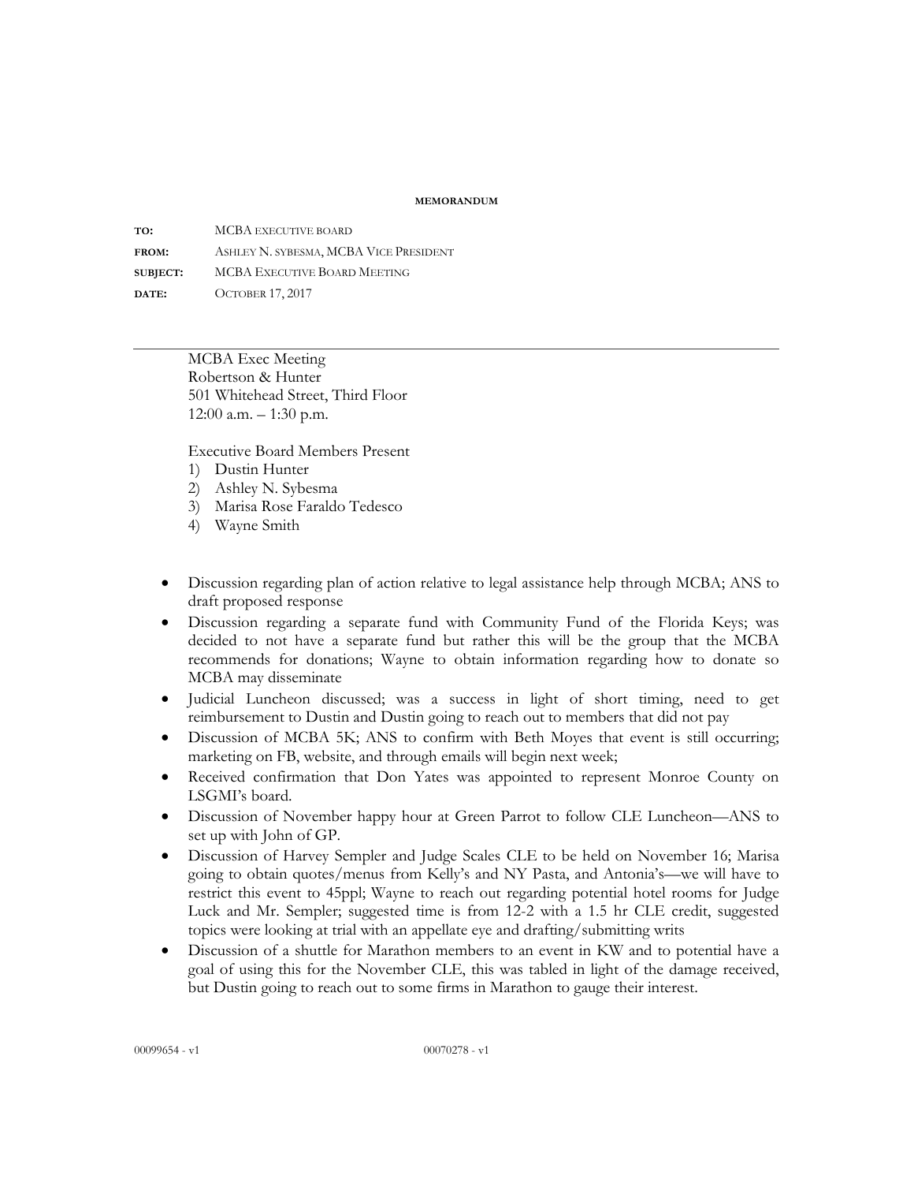**MEMORANDUM**

| | |
|---|---|
| **TO:** | MCBA EXECUTIVE BOARD |
| **FROM:** | ASHLEY N. SYBESMA, MCBA VICE PRESIDENT |
| **SUBJECT:** | MCBA EXECUTIVE BOARD MEETING |
| **DATE:** | OCTOBER 17, 2017 |

---

MCBA Exec Meeting
Robertson & Hunter
501 Whitehead Street, Third Floor
12:00 a.m. – 1:30 p.m.

Executive Board Members Present

1) Dustin Hunter
2) Ashley N. Sybesma
3) Marisa Rose Faraldo Tedesco
4) Wayne Smith

- Discussion regarding plan of action relative to legal assistance help through MCBA; ANS to draft proposed response
- Discussion regarding a separate fund with Community Fund of the Florida Keys; was decided to not have a separate fund but rather this will be the group that the MCBA recommends for donations; Wayne to obtain information regarding how to donate so MCBA may disseminate
- Judicial Luncheon discussed; was a success in light of short timing, need to get reimbursement to Dustin and Dustin going to reach out to members that did not pay
- Discussion of MCBA 5K; ANS to confirm with Beth Moyes that event is still occurring; marketing on FB, website, and through emails will begin next week;
- Received confirmation that Don Yates was appointed to represent Monroe County on LSGMI's board.
- Discussion of November happy hour at Green Parrot to follow CLE Luncheon—ANS to set up with John of GP.
- Discussion of Harvey Sempler and Judge Scales CLE to be held on November 16; Marisa going to obtain quotes/menus from Kelly's and NY Pasta, and Antonia's—we will have to restrict this event to 45ppl; Wayne to reach out regarding potential hotel rooms for Judge Luck and Mr. Sempler; suggested time is from 12-2 with a 1.5 hr CLE credit, suggested topics were looking at trial with an appellate eye and drafting/submitting writs
- Discussion of a shuttle for Marathon members to an event in KW and to potential have a goal of using this for the November CLE, this was tabled in light of the damage received, but Dustin going to reach out to some firms in Marathon to gauge their interest.

00099654 - v1 00070278 - v1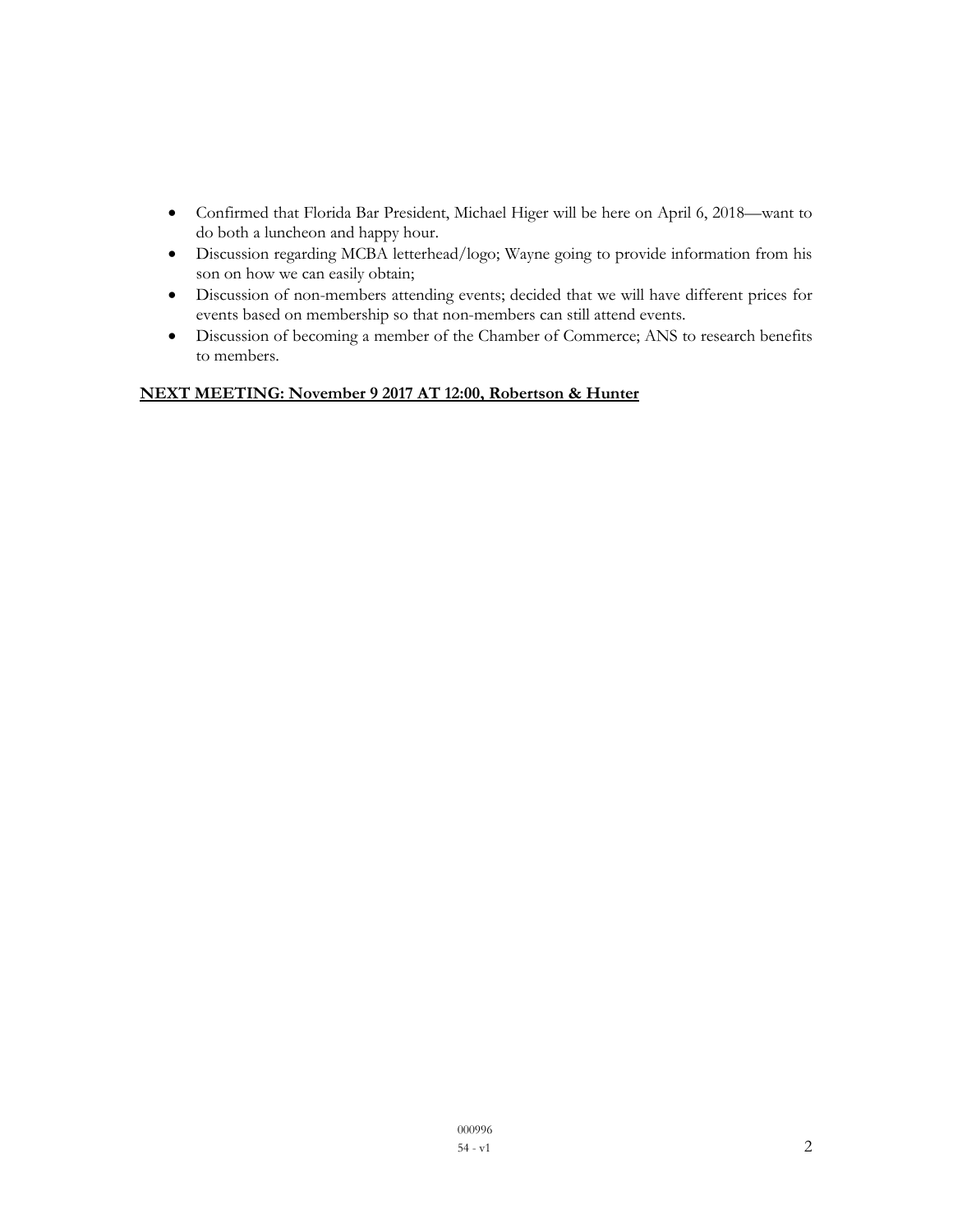- Confirmed that Florida Bar President, Michael Higer will be here on April 6, 2018—want to do both a luncheon and happy hour.
- Discussion regarding MCBA letterhead/logo; Wayne going to provide information from his son on how we can easily obtain;
- Discussion of non-members attending events; decided that we will have different prices for events based on membership so that non-members can still attend events.
- Discussion of becoming a member of the Chamber of Commerce; ANS to research benefits to members.

**NEXT MEETING: November 9 2017 AT 12:00, Robertson & Hunter**

000996
54 - v1